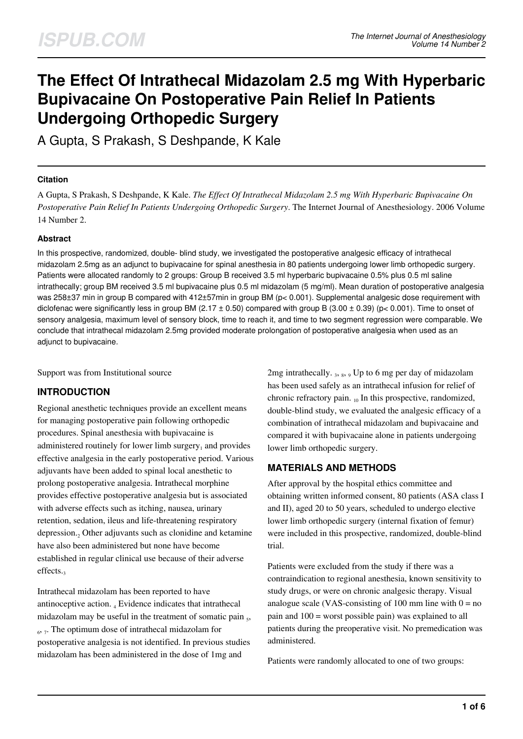# The Effect Of Intrathecal Midazolam 2.5 mg With Hyperbaric Bupivacaine On Postoperative Pain Relief In Patients Undergoing Orthopedic Surgery

A Gupta, S Prakash, S Deshpande, K Kale

### Citation

A Gupta, S Prakash, S Deshpande, K Kale. *The Effect Of Intrathecal Midazolam 2.5 mg With Hyperbaric Bupivacaine On Postoperative Pain Relief In Patients Undergoing Orthopedic Surgery*. The Internet Journal of Anesthesiology. 2006 Volume 14 Number 2.

### Abstract

In this prospective, randomized, double- blind study, we investigated the postoperative analgesic efficacy of intrathecal midazolam 2.5mg as an adjunct to bupivacaine for spinal anesthesia in 80 patients undergoing lower limb orthopedic surgery. Patients were allocated randomly to 2 groups: Group B received 3.5 ml hyperbaric bupivacaine 0.5% plus 0.5 ml saline intrathecally; group BM received 3.5 ml bupivacaine plus 0.5 ml midazolam (5 mg/ml). Mean duration of postoperative analgesia was 258±37 min in group B compared with 412±57min in group BM (p< 0.001). Supplemental analgesic dose requirement with diclofenac were significantly less in group BM (2.17 ± 0.50) compared with group B (3.00 ± 0.39) (p< 0.001). Time to onset of sensory analgesia, maximum level of sensory block, time to reach it, and time to two segment regression were comparable. We conclude that intrathecal midazolam 2.5mg provided moderate prolongation of postoperative analgesia when used as an adjunct to bupivacaine.

Support was from Institutional source

## INTRODUCTION

Regional anesthetic techniques provide an excellent means for managing postoperative pain following orthopedic procedures. Spinal anesthesia with bupivacaine is administered routinely for lower limb surgery[1] and provides effective analgesia in the early postoperative period. Various adjuvants have been added to spinal local anesthetic to prolong postoperative analgesia. Intrathecal morphine provides effective postoperative analgesia but is associated with adverse effects such as itching, nausea, urinary retention, sedation, ileus and life-threatening respiratory depression.[2] Other adjuvants such as clonidine and ketamine have also been administered but none have become established in regular clinical use because of their adverse effects.[3]

Intrathecal midazolam has been reported to have antinoceptive action. [4] Evidence indicates that intrathecal midazolam may be useful in the treatment of somatic pain [5, 6, 7]. The optimum dose of intrathecal midazolam for postoperative analgesia is not identified. In previous studies midazolam has been administered in the dose of 1mg and 2mg intrathecally. [3, 8, 9] Up to 6 mg per day of midazolam has been used safely as an intrathecal infusion for relief of chronic refractory pain. [10] In this prospective, randomized, double-blind study, we evaluated the analgesic efficacy of a combination of intrathecal midazolam and bupivacaine and compared it with bupivacaine alone in patients undergoing lower limb orthopedic surgery.

## MATERIALS AND METHODS

After approval by the hospital ethics committee and obtaining written informed consent, 80 patients (ASA class I and II), aged 20 to 50 years, scheduled to undergo elective lower limb orthopedic surgery (internal fixation of femur) were included in this prospective, randomized, double-blind trial.

Patients were excluded from the study if there was a contraindication to regional anesthesia, known sensitivity to study drugs, or were on chronic analgesic therapy. Visual analogue scale (VAS-consisting of 100 mm line with 0 = no pain and 100 = worst possible pain) was explained to all patients during the preoperative visit. No premedication was administered.

Patients were randomly allocated to one of two groups: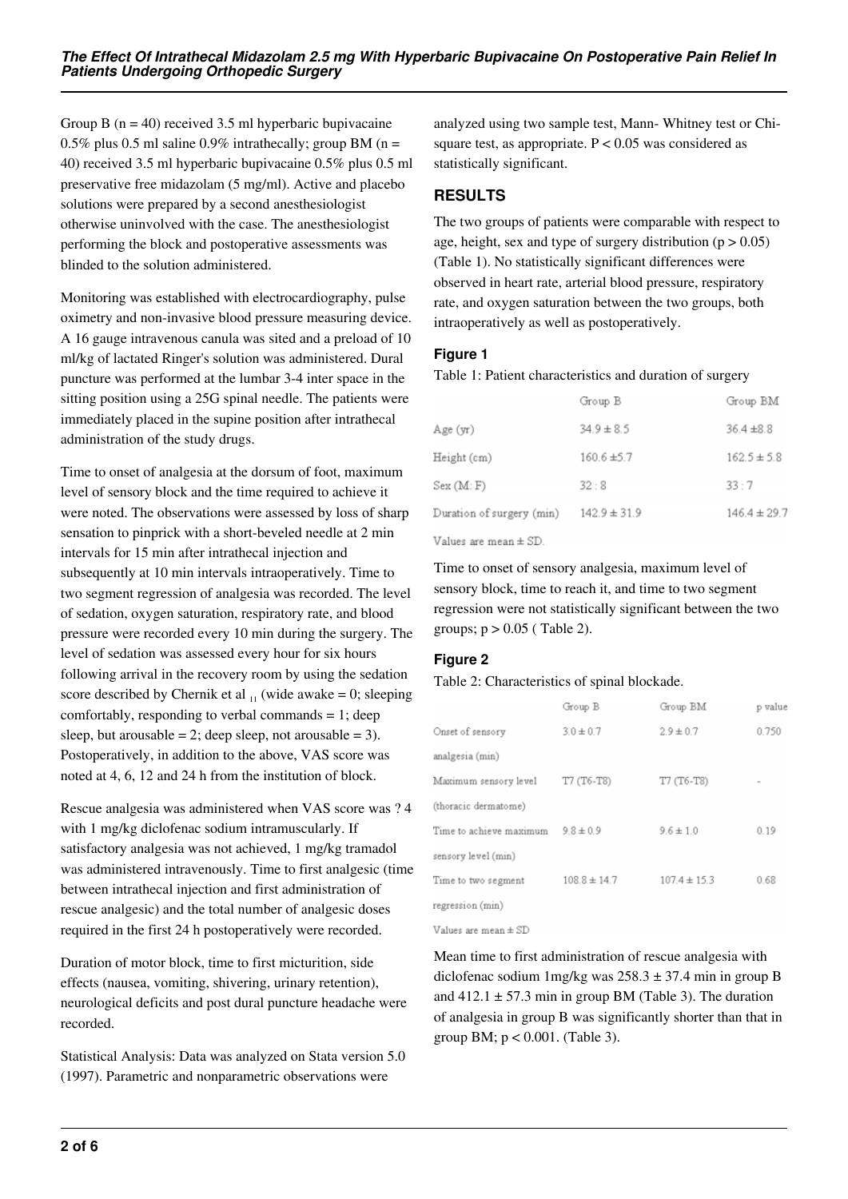Group B (n = 40) received 3.5 ml hyperbaric bupivacaine 0.5% plus 0.5 ml saline 0.9% intrathecally; group BM (n = 40) received 3.5 ml hyperbaric bupivacaine 0.5% plus 0.5 ml preservative free midazolam (5 mg/ml). Active and placebo solutions were prepared by a second anesthesiologist otherwise uninvolved with the case. The anesthesiologist performing the block and postoperative assessments was blinded to the solution administered.

Monitoring was established with electrocardiography, pulse oximetry and non-invasive blood pressure measuring device. A 16 gauge intravenous canula was sited and a preload of 10 ml/kg of lactated Ringer's solution was administered. Dural puncture was performed at the lumbar 3-4 inter space in the sitting position using a 25G spinal needle. The patients were immediately placed in the supine position after intrathecal administration of the study drugs.

Time to onset of analgesia at the dorsum of foot, maximum level of sensory block and the time required to achieve it were noted. The observations were assessed by loss of sharp sensation to pinprick with a short-beveled needle at 2 min intervals for 15 min after intrathecal injection and subsequently at 10 min intervals intraoperatively. Time to two segment regression of analgesia was recorded. The level of sedation, oxygen saturation, respiratory rate, and blood pressure were recorded every 10 min during the surgery. The level of sedation was assessed every hour for six hours following arrival in the recovery room by using the sedation score described by Chernik et al [11] (wide awake = 0; sleeping comfortably, responding to verbal commands = 1; deep sleep, but arousable = 2; deep sleep, not arousable = 3). Postoperatively, in addition to the above, VAS score was noted at 4, 6, 12 and 24 h from the institution of block.

Rescue analgesia was administered when VAS score was ? 4 with 1 mg/kg diclofenac sodium intramuscularly. If satisfactory analgesia was not achieved, 1 mg/kg tramadol was administered intravenously. Time to first analgesic (time between intrathecal injection and first administration of rescue analgesic) and the total number of analgesic doses required in the first 24 h postoperatively were recorded.

Duration of motor block, time to first micturition, side effects (nausea, vomiting, shivering, urinary retention), neurological deficits and post dural puncture headache were recorded.

Statistical Analysis: Data was analyzed on Stata version 5.0 (1997). Parametric and nonparametric observations were analyzed using two sample test, Mann- Whitney test or Chi-square test, as appropriate. $P < 0.05$ was considered as statistically significant.

## RESULTS

The two groups of patients were comparable with respect to age, height, sex and type of surgery distribution ($p > 0.05$) (Table 1). No statistically significant differences were observed in heart rate, arterial blood pressure, respiratory rate, and oxygen saturation between the two groups, both intraoperatively as well as postoperatively.

### Figure 1

Table 1: Patient characteristics and duration of surgery

| | Group B | Group BM |
|---|---|---|
| Age (yr) | 34.9 ± 8.5 | 36.4 ±8.8 |
| Height (cm) | 160.6 ±5.7 | 162.5 ± 5.8 |
| Sex (M: F) | 32 : 8 | 33 : 7 |
| Duration of surgery (min) | 142.9 ± 31.9 | 146.4 ± 29.7 |

Values are mean ± SD.

Time to onset of sensory analgesia, maximum level of sensory block, time to reach it, and time to two segment regression were not statistically significant between the two groups; $p > 0.05$ ( Table 2).

### Figure 2

Table 2: Characteristics of spinal blockade.

| | Group B | Group BM | p value |
|---|---|---|---|
| Onset of sensory analgesia (min) | 3.0 ± 0.7 | 2.9 ± 0.7 | 0.750 |
| Maximum sensory level (thoracic dermatome) | T7 (T6-T8) | T7 (T6-T8) | - |
| Time to achieve maximum sensory level (min) | 9.8 ± 0.9 | 9.6 ± 1.0 | 0.19 |
| Time to two segment regression (min) | 108.8 ± 14.7 | 107.4 ± 15.3 | 0.68 |

Values are mean ± SD

Mean time to first administration of rescue analgesia with diclofenac sodium 1mg/kg was 258.3 ± 37.4 min in group B and 412.1 ± 57.3 min in group BM (Table 3). The duration of analgesia in group B was significantly shorter than that in group BM; $p < 0.001$. (Table 3).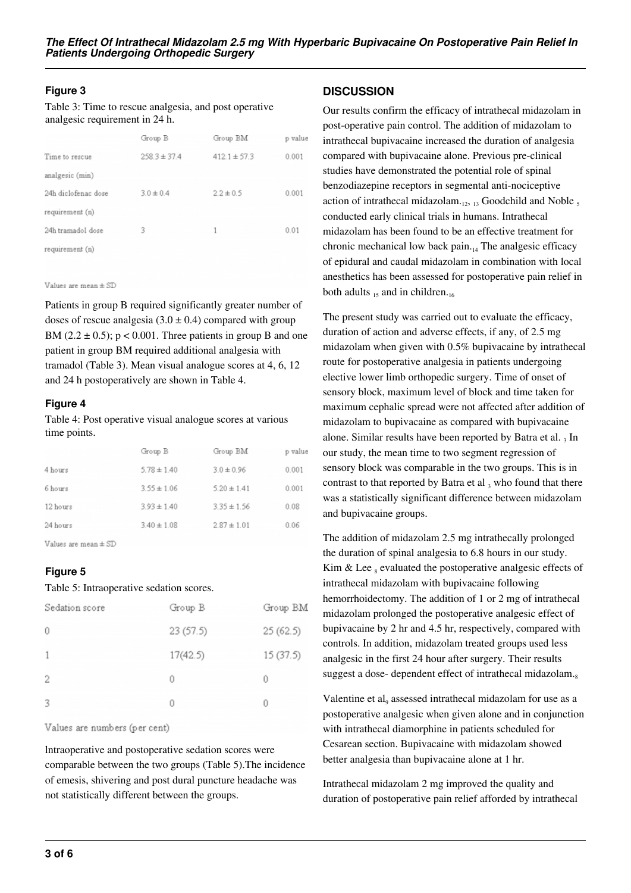### Figure 3

Table 3: Time to rescue analgesia, and post operative analgesic requirement in 24 h.

| | Group B | Group BM | p value |
|---|---|---|---|
| Time to rescue analgesic (min) | 258.3 ± 37.4 | 412.1 ± 57.3 | 0.001 |
| 24h diclofenac dose requirement (n) | 3.0 ± 0.4 | 2.2 ± 0.5 | 0.001 |
| 24h tramadol dose requirement (n) | 3 | 1 | 0.01 |

Values are mean ± SD

Patients in group B required significantly greater number of doses of rescue analgesia (3.0 ± 0.4) compared with group BM (2.2 ± 0.5); $p < 0.001$. Three patients in group B and one patient in group BM required additional analgesia with tramadol (Table 3). Mean visual analogue scores at 4, 6, 12 and 24 h postoperatively are shown in Table 4.

### Figure 4

Table 4: Post operative visual analogue scores at various time points.

| | Group B | Group BM | p value |
|---|---|---|---|
| 4 hours | 5.78 ± 1.40 | 3.0 ± 0.96 | 0.001 |
| 6 hours | 3.55 ± 1.06 | 5.20 ± 1.41 | 0.001 |
| 12 hours | 3.93 ± 1.40 | 3.35 ± 1.56 | 0.08 |
| 24 hours | 3.40 ± 1.08 | 2.87 ± 1.01 | 0.06 |

Values are mean ± SD

### Figure 5

Table 5: Intraoperative sedation scores.

| Sedation score | Group B | Group BM |
|---|---|---|
| 0 | 23 (57.5) | 25 (62.5) |
| 1 | 17(42.5) | 15 (37.5) |
| 2 | 0 | 0 |
| 3 | 0 | 0 |

Values are numbers (per cent)

lntraoperative and postoperative sedation scores were comparable between the two groups (Table 5).The incidence of emesis, shivering and post dural puncture headache was not statistically different between the groups.

## DISCUSSION

Our results confirm the efficacy of intrathecal midazolam in post-operative pain control. The addition of midazolam to intrathecal bupivacaine increased the duration of analgesia compared with bupivacaine alone. Previous pre-clinical studies have demonstrated the potential role of spinal benzodiazepine receptors in segmental anti-nociceptive action of intrathecal midazolam.[12, 13] Goodchild and Noble [5] conducted early clinical trials in humans. Intrathecal midazolam has been found to be an effective treatment for chronic mechanical low back pain.[14] The analgesic efficacy of epidural and caudal midazolam in combination with local anesthetics has been assessed for postoperative pain relief in both adults [15] and in children.[16]

The present study was carried out to evaluate the efficacy, duration of action and adverse effects, if any, of 2.5 mg midazolam when given with 0.5% bupivacaine by intrathecal route for postoperative analgesia in patients undergoing elective lower limb orthopedic surgery. Time of onset of sensory block, maximum level of block and time taken for maximum cephalic spread were not affected after addition of midazolam to bupivacaine as compared with bupivacaine alone. Similar results have been reported by Batra et al. [3] In our study, the mean time to two segment regression of sensory block was comparable in the two groups. This is in contrast to that reported by Batra et al [3] who found that there was a statistically significant difference between midazolam and bupivacaine groups.

The addition of midazolam 2.5 mg intrathecally prolonged the duration of spinal analgesia to 6.8 hours in our study. Kim & Lee [8] evaluated the postoperative analgesic effects of intrathecal midazolam with bupivacaine following hemorrhoidectomy. The addition of 1 or 2 mg of intrathecal midazolam prolonged the postoperative analgesic effect of bupivacaine by 2 hr and 4.5 hr, respectively, compared with controls. In addition, midazolam treated groups used less analgesic in the first 24 hour after surgery. Their results suggest a dose- dependent effect of intrathecal midazolam.[8]

Valentine et al[9] assessed intrathecal midazolam for use as a postoperative analgesic when given alone and in conjunction with intrathecal diamorphine in patients scheduled for Cesarean section. Bupivacaine with midazolam showed better analgesia than bupivacaine alone at 1 hr.

Intrathecal midazolam 2 mg improved the quality and duration of postoperative pain relief afforded by intrathecal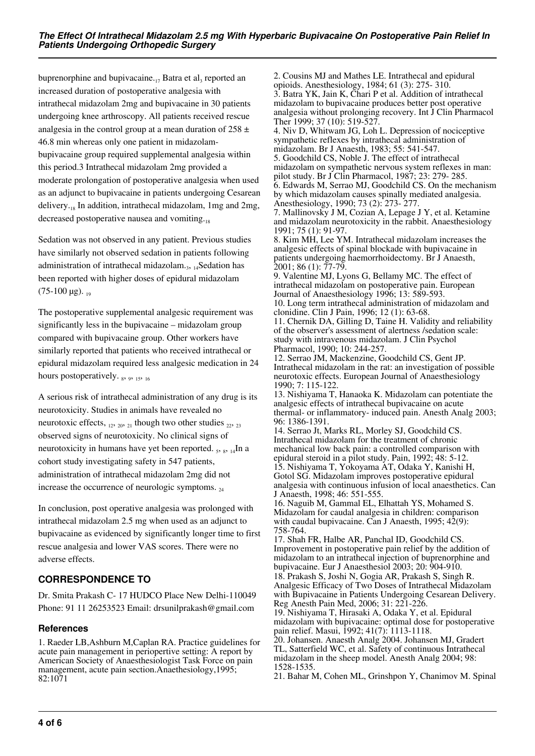buprenorphine and bupivacaine.[17] Batra et al[3] reported an increased duration of postoperative analgesia with intrathecal midazolam 2mg and bupivacaine in 30 patients undergoing knee arthroscopy. All patients received rescue analgesia in the control group at a mean duration of 258 ± 46.8 min whereas only one patient in midazolam-bupivacaine group required supplemental analgesia within this period.3 Intrathecal midazolam 2mg provided a moderate prolongation of postoperative analgesia when used as an adjunct to bupivacaine in patients undergoing Cesarean delivery.[18] In addition, intrathecal midazolam, 1mg and 2mg, decreased postoperative nausea and vomiting.[18]

Sedation was not observed in any patient. Previous studies have similarly not observed sedation in patients following administration of intrathecal midazolam.[3, 14] Sedation has been reported with higher doses of epidural midazolam (75-100 µg). [19]

The postoperative supplemental analgesic requirement was significantly less in the bupivacaine – midazolam group compared with bupivacaine group. Other workers have similarly reported that patients who received intrathecal or epidural midazolam required less analgesic medication in 24 hours postoperatively. [8, 9, 15, 16]

A serious risk of intrathecal administration of any drug is its neurotoxicity. Studies in animals have revealed no neurotoxic effects, [12, 20, 21] though two other studies [22, 23] observed signs of neurotoxicity. No clinical signs of neurotoxicity in humans have yet been reported. [5, 8, 14] In a cohort study investigating safety in 547 patients, administration of intrathecal midazolam 2mg did not increase the occurrence of neurologic symptoms. [24]

In conclusion, post operative analgesia was prolonged with intrathecal midazolam 2.5 mg when used as an adjunct to bupivacaine as evidenced by significantly longer time to first rescue analgesia and lower VAS scores. There were no adverse effects.

## CORRESPONDENCE TO

Dr. Smita Prakash C- 17 HUDCO Place New Delhi-110049 Phone: 91 11 26253523 Email: drsunilprakash@gmail.com

### References

1. Raeder LB,Ashburn M,Caplan RA. Practice guidelines for acute pain management in periopertive setting: A report by American Society of Anaesthesiologist Task Force on pain management, acute pain section.Anaethesiology,1995; 82:1071
2. Cousins MJ and Mathes LE. Intrathecal and epidural opioids. Anesthesiology, 1984; 61 (3): 275- 310.
3. Batra YK, Jain K, Chari P et al. Addition of intrathecal midazolam to bupivacaine produces better post operative analgesia without prolonging recovery. Int J Clin Pharmacol Ther 1999; 37 (10): 519-527.
4. Niv D, Whitwam JG, Loh L. Depression of nociceptive sympathetic reflexes by intrathecal administration of midazolam. Br J Anaesth, 1983; 55: 541-547.
5. Goodchild CS, Noble J. The effect of intrathecal midazolam on sympathetic nervous system reflexes in man: pilot study. Br J Clin Pharmacol, 1987; 23: 279- 285.
6. Edwards M, Serrao MJ, Goodchild CS. On the mechanism by which midazolam causes spinally mediated analgesia. Anesthesiology, 1990; 73 (2): 273- 277.
7. Mallinovsky J M, Cozian A, Lepage J Y, et al. Ketamine and midazolam neurotoxicity in the rabbit. Anaesthesiology 1991; 75 (1): 91-97.
8. Kim MH, Lee YM. Intrathecal midazolam increases the analgesic effects of spinal blockade with bupivacaine in patients undergoing haemorrhoidectomy. Br J Anaesth, 2001; 86 (1): 77-79.
9. Valentine MJ, Lyons G, Bellamy MC. The effect of intrathecal midazolam on postoperative pain. European Journal of Anaesthesiology 1996; 13: 589-593.
10. Long term intrathecal administration of midazolam and clonidine. Clin J Pain, 1996; 12 (1): 63-68.
11. Chernik DA, Gilling D, Taine H. Validity and reliability of the observer's assessment of alertness /sedation scale: study with intravenous midazolam. J Clin Psychol Pharmacol, 1990; 10: 244-257.
12. Serrao JM, Mackenzine, Goodchild CS, Gent JP. Intrathecal midazolam in the rat: an investigation of possible neurotoxic effects. European Journal of Anaesthesiology 1990; 7: 115-122.
13. Nishiyama T, Hanaoka K. Midazolam can potentiate the analgesic effects of intrathecal bupivacaine on acute thermal- or inflammatory- induced pain. Anesth Analg 2003; 96: 1386-1391.
14. Serrao Jt, Marks RL, Morley SJ, Goodchild CS. Intrathecal midazolam for the treatment of chronic mechanical low back pain: a controlled comparison with epidural steroid in a pilot study. Pain, 1992; 48: 5-12.
15. Nishiyama T, Yokoyama AT, Odaka Y, Kanishi H, Gotol SG. Midazolam improves postoperative epidural analgesia with continuous infusion of local anaesthetics. Can J Anaesth, 1998; 46: 551-555.
16. Naguib M, Gammal EL, Elhattah YS, Mohamed S. Midazolam for caudal analgesia in children: comparison with caudal bupivacaine. Can J Anaesth, 1995; 42(9): 758-764.
17. Shah FR, Halbe AR, Panchal ID, Goodchild CS. Improvement in postoperative pain relief by the addition of midazolam to an intrathecal injection of buprenorphine and bupivacaine. Eur J Anaesthesiol 2003; 20: 904-910.
18. Prakash S, Joshi N, Gogia AR, Prakash S, Singh R. Analgesic Efficacy of Two Doses of Intrathecal Midazolam with Bupivacaine in Patients Undergoing Cesarean Delivery. Reg Anesth Pain Med, 2006; 31: 221-226.
19. Nishiyama T, Hirasaki A, Odaka Y, et al. Epidural midazolam with bupivacaine: optimal dose for postoperative pain relief. Masui, 1992; 41(7): 1113-1118.
20. Johansen. Anaesth Analg 2004. Johansen MJ, Gradert TL, Satterfield WC, et al. Safety of continuous Intrathecal midazolam in the sheep model. Anesth Analg 2004; 98: 1528-1535.
21. Bahar M, Cohen ML, Grinshpon Y, Chanimov M. Spinal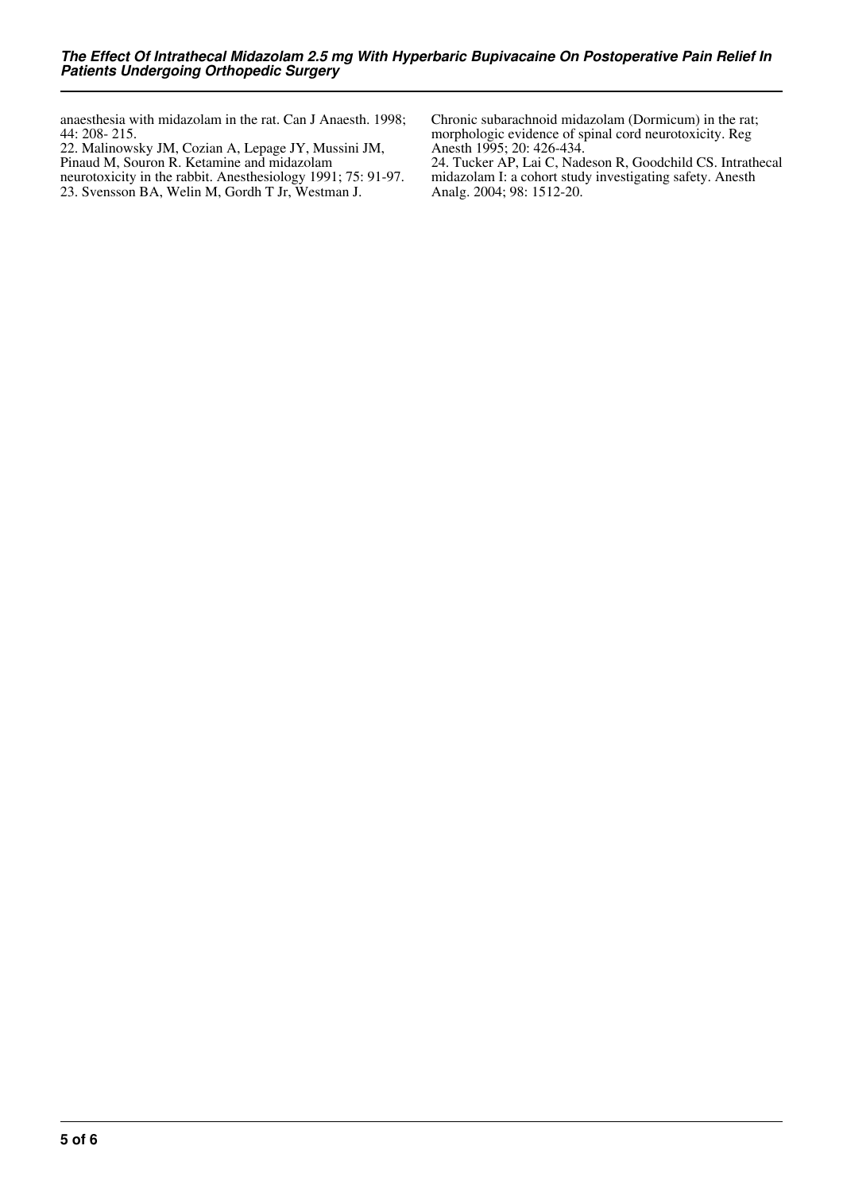anaesthesia with midazolam in the rat. Can J Anaesth. 1998; 44: 208- 215.

22. Malinowsky JM, Cozian A, Lepage JY, Mussini JM, Pinaud M, Souron R. Ketamine and midazolam neurotoxicity in the rabbit. Anesthesiology 1991; 75: 91-97.

23. Svensson BA, Welin M, Gordh T Jr, Westman J. Chronic subarachnoid midazolam (Dormicum) in the rat; morphologic evidence of spinal cord neurotoxicity. Reg Anesth 1995; 20: 426-434.

24. Tucker AP, Lai C, Nadeson R, Goodchild CS. Intrathecal midazolam I: a cohort study investigating safety. Anesth Analg. 2004; 98: 1512-20.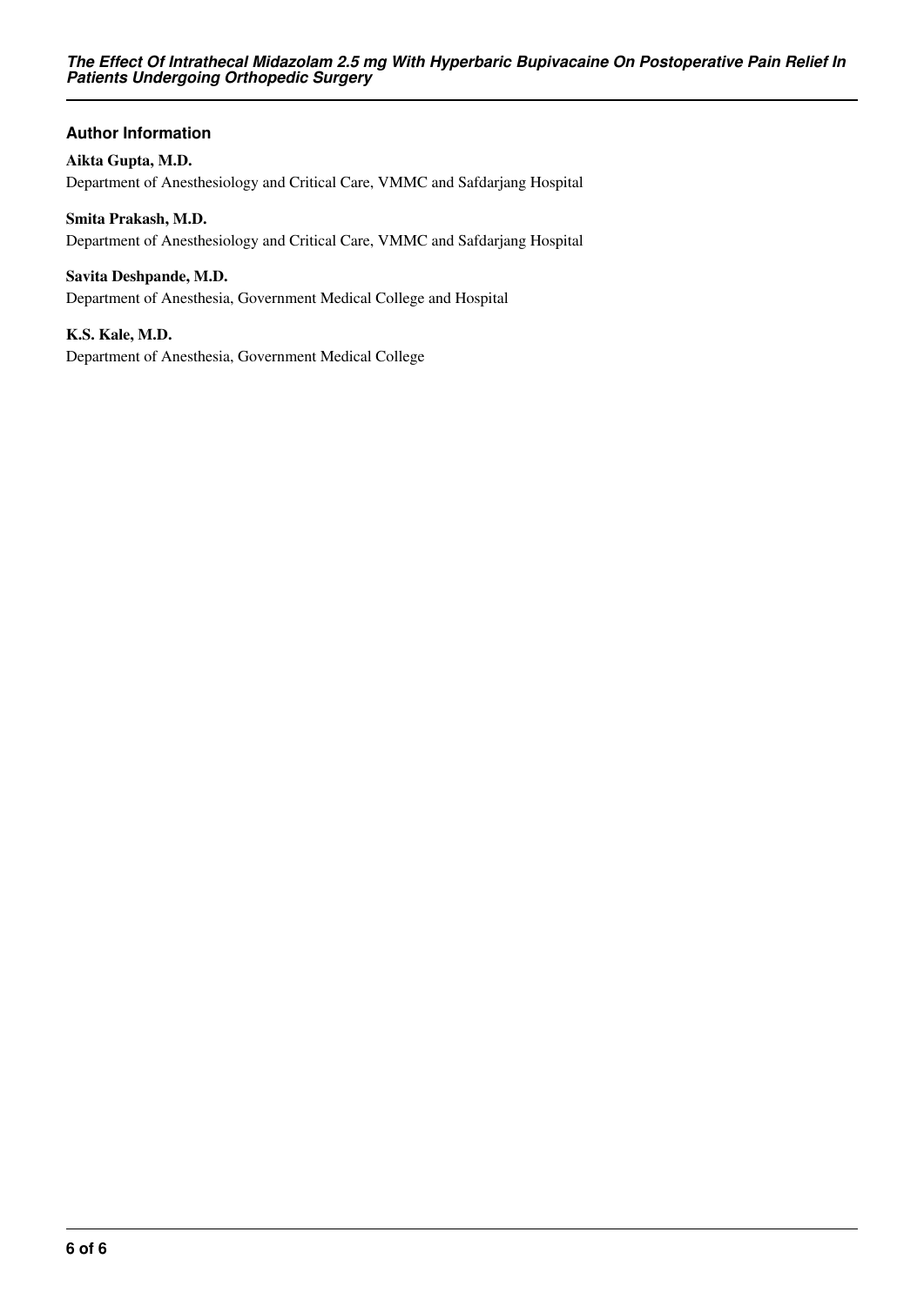## Author Information

**Aikta Gupta, M.D.**
Department of Anesthesiology and Critical Care, VMMC and Safdarjang Hospital

**Smita Prakash, M.D.**
Department of Anesthesiology and Critical Care, VMMC and Safdarjang Hospital

**Savita Deshpande, M.D.**
Department of Anesthesia, Government Medical College and Hospital

**K.S. Kale, M.D.**
Department of Anesthesia, Government Medical College